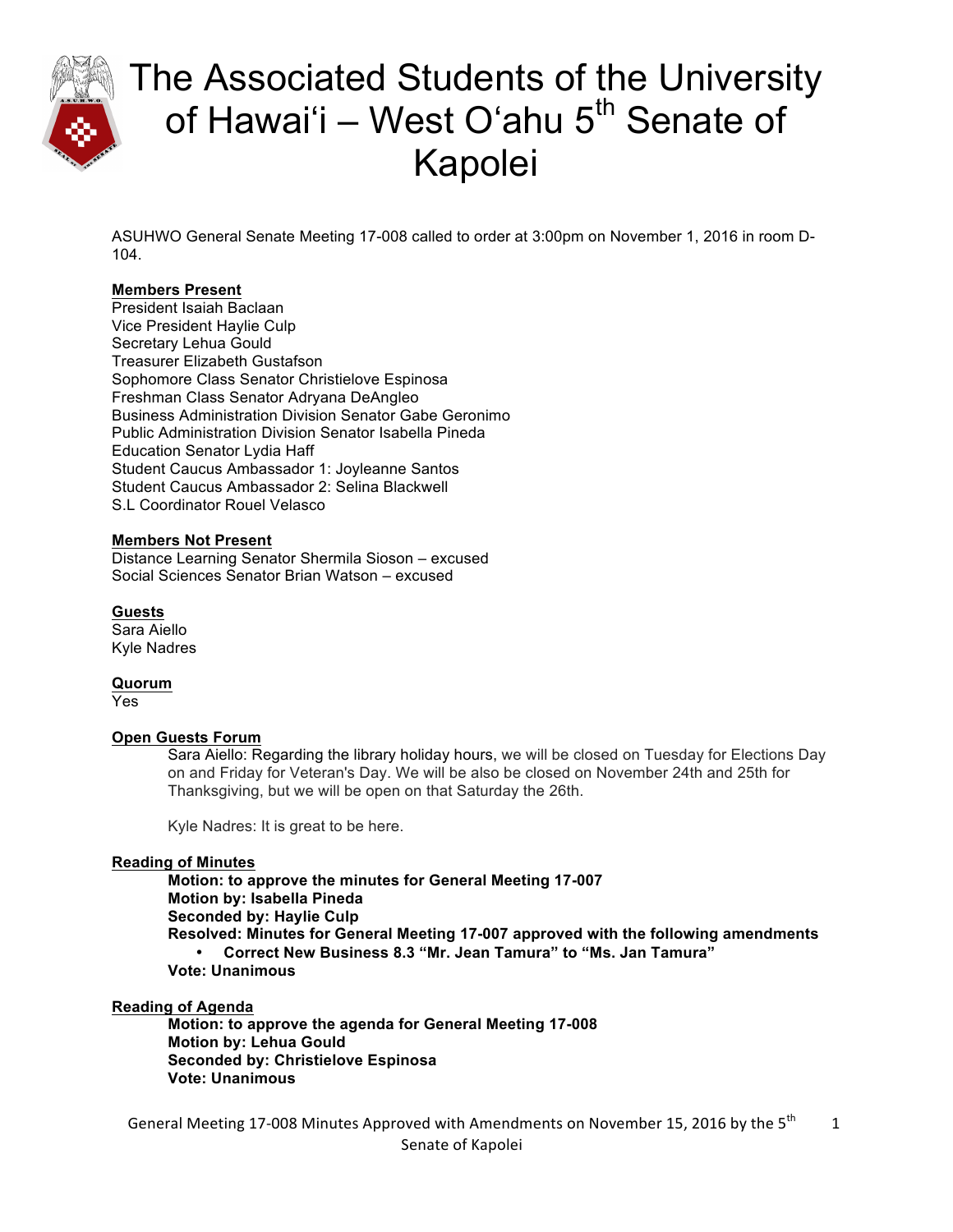# The Associated Students of the University of Hawai'i – West O'ahu 5th Senate of Kapolei

ASUHWO General Senate Meeting 17-008 called to order at 3:00pm on November 1, 2016 in room D-104.

**Members Present**
President Isaiah Baclaan
Vice President Haylie Culp
Secretary Lehua Gould
Treasurer Elizabeth Gustafson
Sophomore Class Senator Christielove Espinosa
Freshman Class Senator Adryana DeAngleo
Business Administration Division Senator Gabe Geronimo
Public Administration Division Senator Isabella Pineda
Education Senator Lydia Haff
Student Caucus Ambassador 1: Joyleanne Santos
Student Caucus Ambassador 2: Selina Blackwell
S.L Coordinator Rouel Velasco

**Members Not Present**
Distance Learning Senator Shermila Sioson – excused
Social Sciences Senator Brian Watson – excused

**Guests**
Sara Aiello
Kyle Nadres

**Quorum**
Yes

**Open Guests Forum**

Sara Aiello: Regarding the library holiday hours, we will be closed on Tuesday for Elections Day on and Friday for Veteran's Day. We will be also be closed on November 24th and 25th for Thanksgiving, but we will be open on that Saturday the 26th.

Kyle Nadres: It is great to be here.

**Reading of Minutes**

**Motion: to approve the minutes for General Meeting 17-007**
**Motion by: Isabella Pineda**
**Seconded by: Haylie Culp**
**Resolved: Minutes for General Meeting 17-007 approved with the following amendments**

- **Correct New Business 8.3 "Mr. Jean Tamura" to "Ms. Jan Tamura"**

**Vote: Unanimous**

**Reading of Agenda**

**Motion: to approve the agenda for General Meeting 17-008**
**Motion by: Lehua Gould**
**Seconded by: Christielove Espinosa**
**Vote: Unanimous**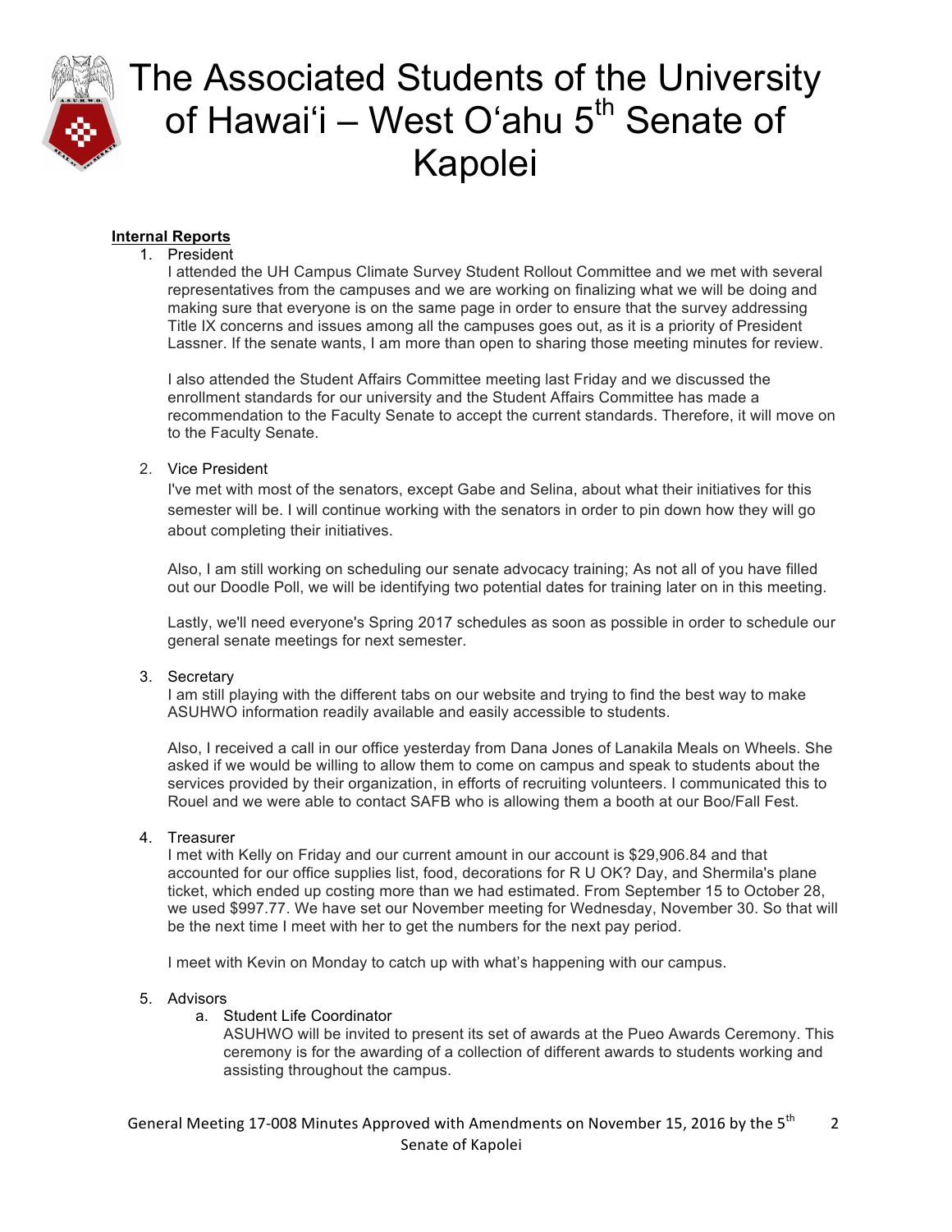# The Associated Students of the University of Hawai'i – West O'ahu 5th Senate of Kapolei

**Internal Reports**

1. President

   I attended the UH Campus Climate Survey Student Rollout Committee and we met with several representatives from the campuses and we are working on finalizing what we will be doing and making sure that everyone is on the same page in order to ensure that the survey addressing Title IX concerns and issues among all the campuses goes out, as it is a priority of President Lassner. If the senate wants, I am more than open to sharing those meeting minutes for review.

   I also attended the Student Affairs Committee meeting last Friday and we discussed the enrollment standards for our university and the Student Affairs Committee has made a recommendation to the Faculty Senate to accept the current standards. Therefore, it will move on to the Faculty Senate.

2. Vice President

   I've met with most of the senators, except Gabe and Selina, about what their initiatives for this semester will be. I will continue working with the senators in order to pin down how they will go about completing their initiatives.

   Also, I am still working on scheduling our senate advocacy training; As not all of you have filled out our Doodle Poll, we will be identifying two potential dates for training later on in this meeting.

   Lastly, we'll need everyone's Spring 2017 schedules as soon as possible in order to schedule our general senate meetings for next semester.

3. Secretary

   I am still playing with the different tabs on our website and trying to find the best way to make ASUHWO information readily available and easily accessible to students.

   Also, I received a call in our office yesterday from Dana Jones of Lanakila Meals on Wheels. She asked if we would be willing to allow them to come on campus and speak to students about the services provided by their organization, in efforts of recruiting volunteers. I communicated this to Rouel and we were able to contact SAFB who is allowing them a booth at our Boo/Fall Fest.

4. Treasurer

   I met with Kelly on Friday and our current amount in our account is $29,906.84 and that accounted for our office supplies list, food, decorations for R U OK? Day, and Shermila's plane ticket, which ended up costing more than we had estimated. From September 15 to October 28, we used $997.77. We have set our November meeting for Wednesday, November 30. So that will be the next time I meet with her to get the numbers for the next pay period.

   I meet with Kevin on Monday to catch up with what's happening with our campus.

5. Advisors

   a. Student Life Coordinator

      ASUHWO will be invited to present its set of awards at the Pueo Awards Ceremony. This ceremony is for the awarding of a collection of different awards to students working and assisting throughout the campus.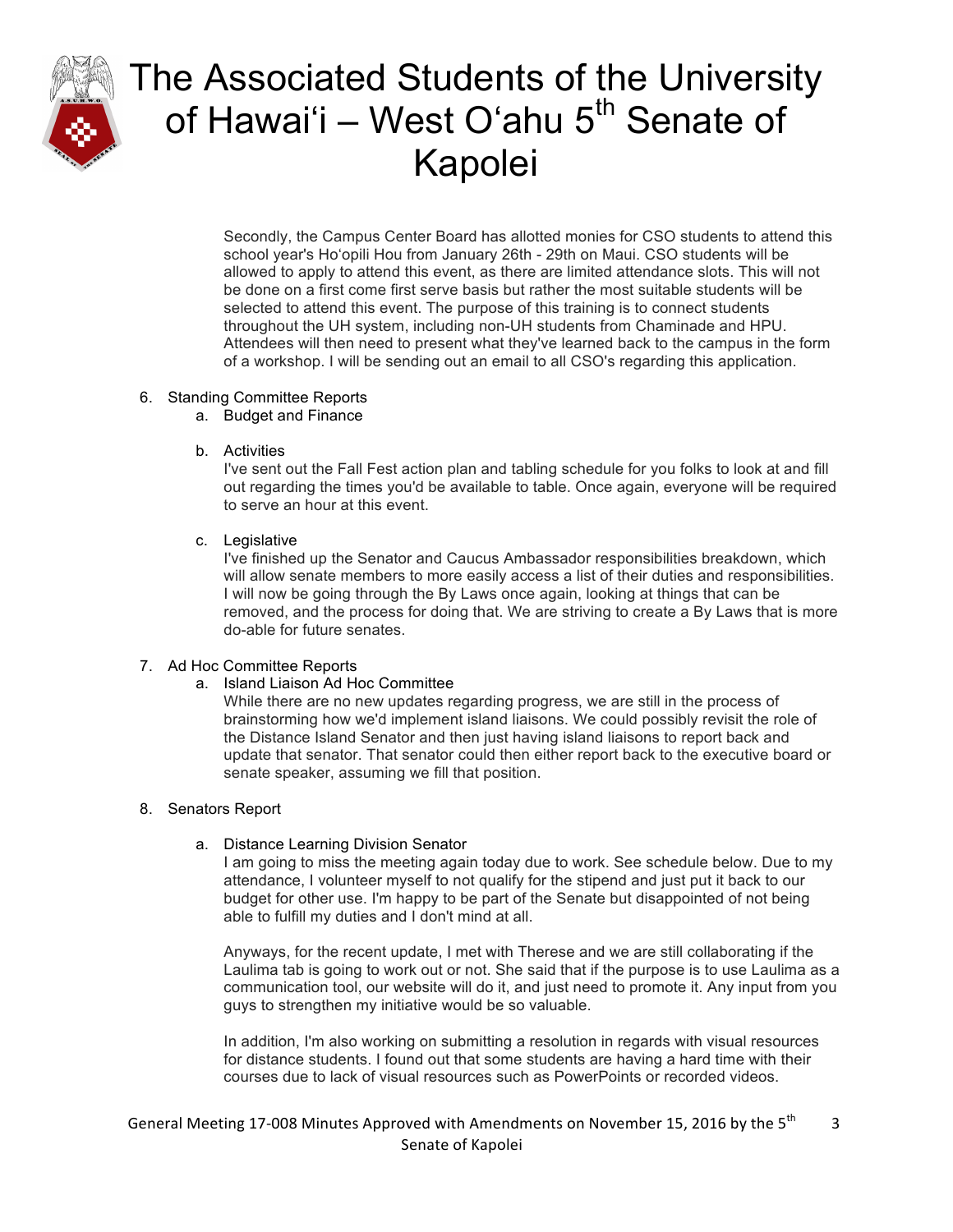Secondly, the Campus Center Board has allotted monies for CSO students to attend this school year's Ho'opili Hou from January 26th - 29th on Maui. CSO students will be allowed to apply to attend this event, as there are limited attendance slots. This will not be done on a first come first serve basis but rather the most suitable students will be selected to attend this event. The purpose of this training is to connect students throughout the UH system, including non-UH students from Chaminade and HPU. Attendees will then need to present what they've learned back to the campus in the form of a workshop. I will be sending out an email to all CSO's regarding this application.

6. Standing Committee Reports
   a. Budget and Finance

   b. Activities
      I've sent out the Fall Fest action plan and tabling schedule for you folks to look at and fill out regarding the times you'd be available to table. Once again, everyone will be required to serve an hour at this event.

   c. Legislative
      I've finished up the Senator and Caucus Ambassador responsibilities breakdown, which will allow senate members to more easily access a list of their duties and responsibilities. I will now be going through the By Laws once again, looking at things that can be removed, and the process for doing that. We are striving to create a By Laws that is more do-able for future senates.

7. Ad Hoc Committee Reports
   a. Island Liaison Ad Hoc Committee
      While there are no new updates regarding progress, we are still in the process of brainstorming how we'd implement island liaisons. We could possibly revisit the role of the Distance Island Senator and then just having island liaisons to report back and update that senator. That senator could then either report back to the executive board or senate speaker, assuming we fill that position.

8. Senators Report

   a. Distance Learning Division Senator
      I am going to miss the meeting again today due to work. See schedule below. Due to my attendance, I volunteer myself to not qualify for the stipend and just put it back to our budget for other use. I'm happy to be part of the Senate but disappointed of not being able to fulfill my duties and I don't mind at all.

      Anyways, for the recent update, I met with Therese and we are still collaborating if the Laulima tab is going to work out or not. She said that if the purpose is to use Laulima as a communication tool, our website will do it, and just need to promote it. Any input from you guys to strengthen my initiative would be so valuable.

      In addition, I'm also working on submitting a resolution in regards with visual resources for distance students. I found out that some students are having a hard time with their courses due to lack of visual resources such as PowerPoints or recorded videos.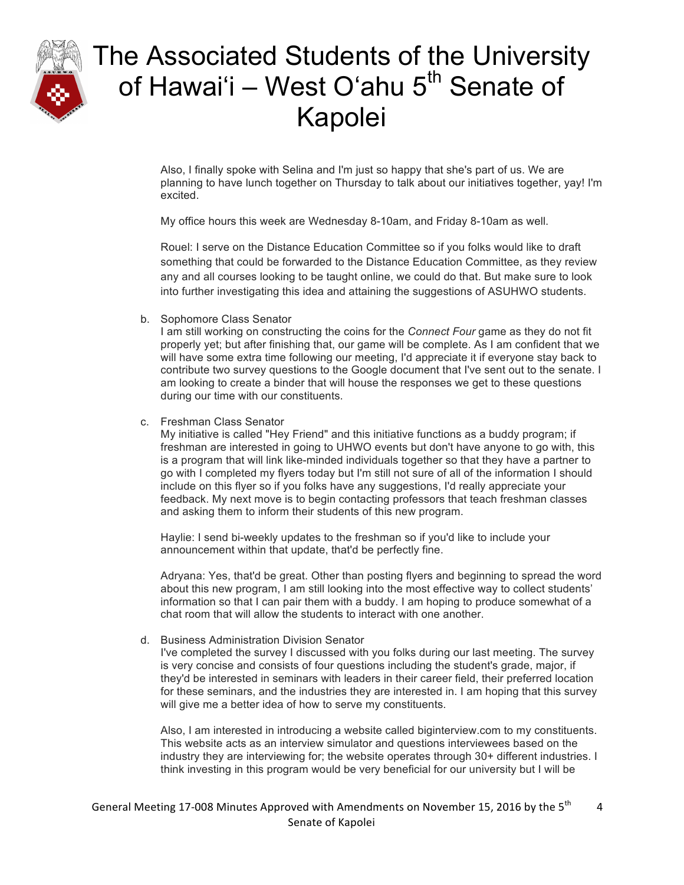Also, I finally spoke with Selina and I'm just so happy that she's part of us. We are planning to have lunch together on Thursday to talk about our initiatives together, yay! I'm excited.

My office hours this week are Wednesday 8-10am, and Friday 8-10am as well.

Rouel: I serve on the Distance Education Committee so if you folks would like to draft something that could be forwarded to the Distance Education Committee, as they review any and all courses looking to be taught online, we could do that. But make sure to look into further investigating this idea and attaining the suggestions of ASUHWO students.

b. Sophomore Class Senator
I am still working on constructing the coins for the *Connect Four* game as they do not fit properly yet; but after finishing that, our game will be complete. As I am confident that we will have some extra time following our meeting, I'd appreciate it if everyone stay back to contribute two survey questions to the Google document that I've sent out to the senate. I am looking to create a binder that will house the responses we get to these questions during our time with our constituents.

c. Freshman Class Senator
My initiative is called "Hey Friend" and this initiative functions as a buddy program; if freshman are interested in going to UHWO events but don't have anyone to go with, this is a program that will link like-minded individuals together so that they have a partner to go with I completed my flyers today but I'm still not sure of all of the information I should include on this flyer so if you folks have any suggestions, I'd really appreciate your feedback. My next move is to begin contacting professors that teach freshman classes and asking them to inform their students of this new program.

Haylie: I send bi-weekly updates to the freshman so if you'd like to include your announcement within that update, that'd be perfectly fine.

Adryana: Yes, that'd be great. Other than posting flyers and beginning to spread the word about this new program, I am still looking into the most effective way to collect students' information so that I can pair them with a buddy. I am hoping to produce somewhat of a chat room that will allow the students to interact with one another.

d. Business Administration Division Senator
I've completed the survey I discussed with you folks during our last meeting. The survey is very concise and consists of four questions including the student's grade, major, if they'd be interested in seminars with leaders in their career field, their preferred location for these seminars, and the industries they are interested in. I am hoping that this survey will give me a better idea of how to serve my constituents.

Also, I am interested in introducing a website called biginterview.com to my constituents. This website acts as an interview simulator and questions interviewees based on the industry they are interviewing for; the website operates through 30+ different industries. I think investing in this program would be very beneficial for our university but I will be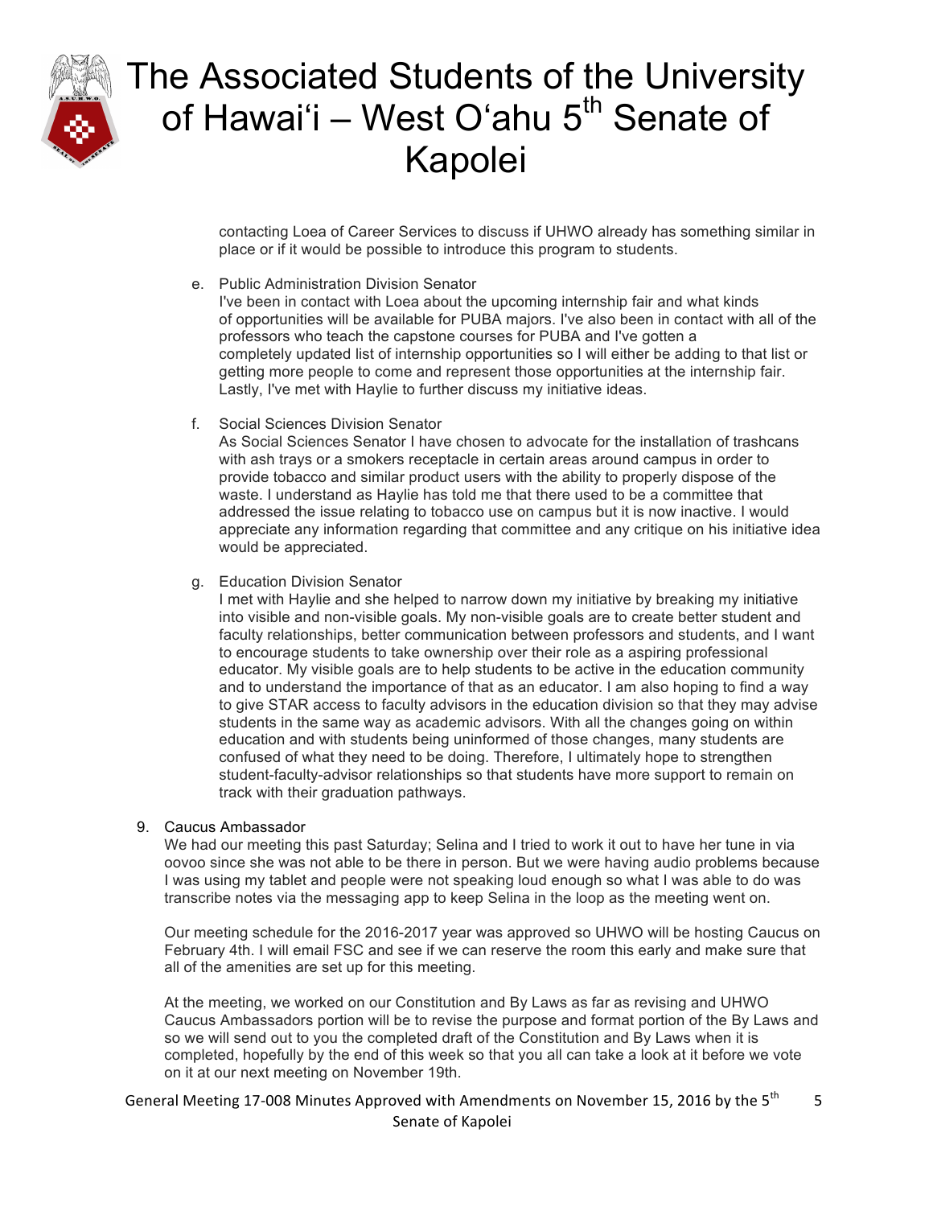contacting Loea of Career Services to discuss if UHWO already has something similar in place or if it would be possible to introduce this program to students.

e. Public Administration Division Senator
I've been in contact with Loea about the upcoming internship fair and what kinds of opportunities will be available for PUBA majors. I've also been in contact with all of the professors who teach the capstone courses for PUBA and I've gotten a completely updated list of internship opportunities so I will either be adding to that list or getting more people to come and represent those opportunities at the internship fair. Lastly, I've met with Haylie to further discuss my initiative ideas.

f. Social Sciences Division Senator
As Social Sciences Senator I have chosen to advocate for the installation of trashcans with ash trays or a smokers receptacle in certain areas around campus in order to provide tobacco and similar product users with the ability to properly dispose of the waste. I understand as Haylie has told me that there used to be a committee that addressed the issue relating to tobacco use on campus but it is now inactive. I would appreciate any information regarding that committee and any critique on his initiative idea would be appreciated.

g. Education Division Senator
I met with Haylie and she helped to narrow down my initiative by breaking my initiative into visible and non-visible goals. My non-visible goals are to create better student and faculty relationships, better communication between professors and students, and I want to encourage students to take ownership over their role as a aspiring professional educator. My visible goals are to help students to be active in the education community and to understand the importance of that as an educator. I am also hoping to find a way to give STAR access to faculty advisors in the education division so that they may advise students in the same way as academic advisors. With all the changes going on within education and with students being uninformed of those changes, many students are confused of what they need to be doing. Therefore, I ultimately hope to strengthen student-faculty-advisor relationships so that students have more support to remain on track with their graduation pathways.

9. Caucus Ambassador
We had our meeting this past Saturday; Selina and I tried to work it out to have her tune in via oovoo since she was not able to be there in person. But we were having audio problems because I was using my tablet and people were not speaking loud enough so what I was able to do was transcribe notes via the messaging app to keep Selina in the loop as the meeting went on.

Our meeting schedule for the 2016-2017 year was approved so UHWO will be hosting Caucus on February 4th. I will email FSC and see if we can reserve the room this early and make sure that all of the amenities are set up for this meeting.

At the meeting, we worked on our Constitution and By Laws as far as revising and UHWO Caucus Ambassadors portion will be to revise the purpose and format portion of the By Laws and so we will send out to you the completed draft of the Constitution and By Laws when it is completed, hopefully by the end of this week so that you all can take a look at it before we vote on it at our next meeting on November 19th.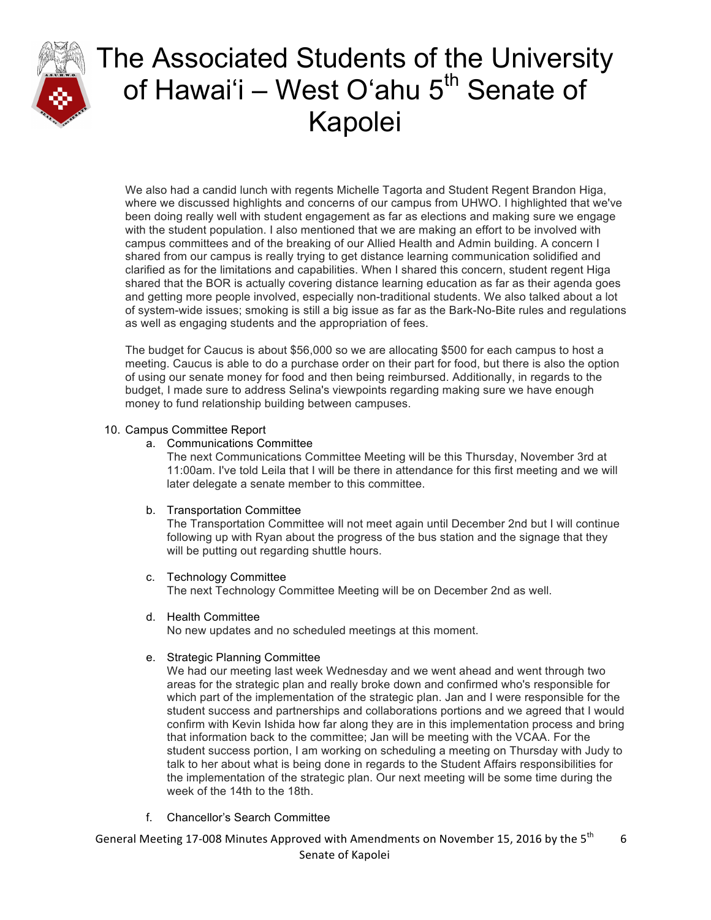We also had a candid lunch with regents Michelle Tagorta and Student Regent Brandon Higa, where we discussed highlights and concerns of our campus from UHWO. I highlighted that we've been doing really well with student engagement as far as elections and making sure we engage with the student population. I also mentioned that we are making an effort to be involved with campus committees and of the breaking of our Allied Health and Admin building. A concern I shared from our campus is really trying to get distance learning communication solidified and clarified as for the limitations and capabilities. When I shared this concern, student regent Higa shared that the BOR is actually covering distance learning education as far as their agenda goes and getting more people involved, especially non-traditional students. We also talked about a lot of system-wide issues; smoking is still a big issue as far as the Bark-No-Bite rules and regulations as well as engaging students and the appropriation of fees.

The budget for Caucus is about $56,000 so we are allocating $500 for each campus to host a meeting. Caucus is able to do a purchase order on their part for food, but there is also the option of using our senate money for food and then being reimbursed. Additionally, in regards to the budget, I made sure to address Selina's viewpoints regarding making sure we have enough money to fund relationship building between campuses.

10. Campus Committee Report
    a. Communications Committee
       The next Communications Committee Meeting will be this Thursday, November 3rd at 11:00am. I've told Leila that I will be there in attendance for this first meeting and we will later delegate a senate member to this committee.

    b. Transportation Committee
       The Transportation Committee will not meet again until December 2nd but I will continue following up with Ryan about the progress of the bus station and the signage that they will be putting out regarding shuttle hours.

    c. Technology Committee
       The next Technology Committee Meeting will be on December 2nd as well.

    d. Health Committee
       No new updates and no scheduled meetings at this moment.

    e. Strategic Planning Committee
       We had our meeting last week Wednesday and we went ahead and went through two areas for the strategic plan and really broke down and confirmed who's responsible for which part of the implementation of the strategic plan. Jan and I were responsible for the student success and partnerships and collaborations portions and we agreed that I would confirm with Kevin Ishida how far along they are in this implementation process and bring that information back to the committee; Jan will be meeting with the VCAA. For the student success portion, I am working on scheduling a meeting on Thursday with Judy to talk to her about what is being done in regards to the Student Affairs responsibilities for the implementation of the strategic plan. Our next meeting will be some time during the week of the 14th to the 18th.

    f. Chancellor's Search Committee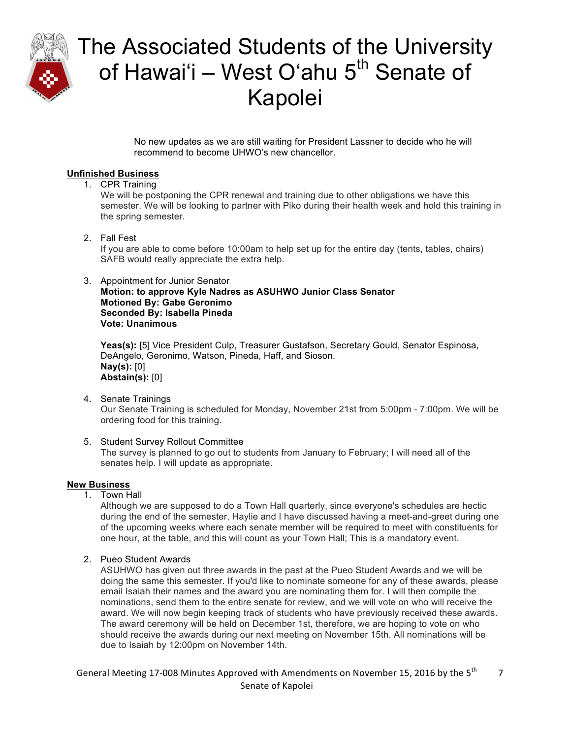No new updates as we are still waiting for President Lassner to decide who he will recommend to become UHWO's new chancellor.

**Unfinished Business**

1. CPR Training
   We will be postponing the CPR renewal and training due to other obligations we have this semester. We will be looking to partner with Piko during their health week and hold this training in the spring semester.

2. Fall Fest
   If you are able to come before 10:00am to help set up for the entire day (tents, tables, chairs) SAFB would really appreciate the extra help.

3. Appointment for Junior Senator
   **Motion: to approve Kyle Nadres as ASUHWO Junior Class Senator**
   **Motioned By: Gabe Geronimo**
   **Seconded By: Isabella Pineda**
   **Vote: Unanimous**

   **Yeas(s):** [5] Vice President Culp, Treasurer Gustafson, Secretary Gould, Senator Espinosa, DeAngelo, Geronimo, Watson, Pineda, Haff, and Sioson.
   **Nay(s):** [0]
   **Abstain(s):** [0]

4. Senate Trainings
   Our Senate Training is scheduled for Monday, November 21st from 5:00pm - 7:00pm. We will be ordering food for this training.

5. Student Survey Rollout Committee
   The survey is planned to go out to students from January to February; I will need all of the senates help. I will update as appropriate.

**New Business**

1. Town Hall
   Although we are supposed to do a Town Hall quarterly, since everyone's schedules are hectic during the end of the semester, Haylie and I have discussed having a meet-and-greet during one of the upcoming weeks where each senate member will be required to meet with constituents for one hour, at the table, and this will count as your Town Hall; This is a mandatory event.

2. Pueo Student Awards
   ASUHWO has given out three awards in the past at the Pueo Student Awards and we will be doing the same this semester. If you'd like to nominate someone for any of these awards, please email Isaiah their names and the award you are nominating them for. I will then compile the nominations, send them to the entire senate for review, and we will vote on who will receive the award. We will now begin keeping track of students who have previously received these awards. The award ceremony will be held on December 1st, therefore, we are hoping to vote on who should receive the awards during our next meeting on November 15th. All nominations will be due to Isaiah by 12:00pm on November 14th.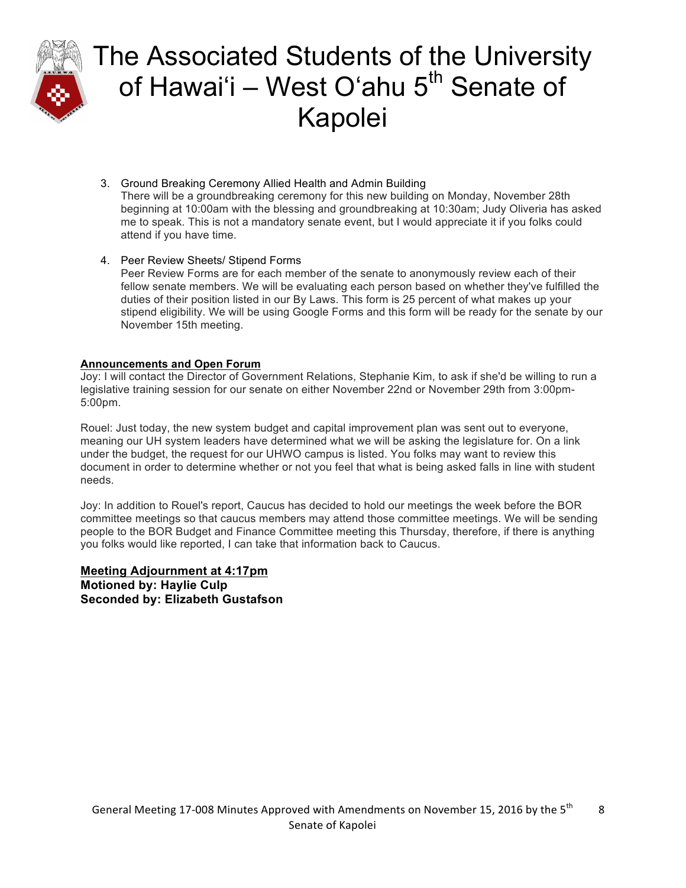3. Ground Breaking Ceremony Allied Health and Admin Building
   There will be a groundbreaking ceremony for this new building on Monday, November 28th beginning at 10:00am with the blessing and groundbreaking at 10:30am; Judy Oliveria has asked me to speak. This is not a mandatory senate event, but I would appreciate it if you folks could attend if you have time.

4. Peer Review Sheets/ Stipend Forms
   Peer Review Forms are for each member of the senate to anonymously review each of their fellow senate members. We will be evaluating each person based on whether they've fulfilled the duties of their position listed in our By Laws. This form is 25 percent of what makes up your stipend eligibility. We will be using Google Forms and this form will be ready for the senate by our November 15th meeting.

**Announcements and Open Forum**

Joy: I will contact the Director of Government Relations, Stephanie Kim, to ask if she'd be willing to run a legislative training session for our senate on either November 22nd or November 29th from 3:00pm-5:00pm.

Rouel: Just today, the new system budget and capital improvement plan was sent out to everyone, meaning our UH system leaders have determined what we will be asking the legislature for. On a link under the budget, the request for our UHWO campus is listed. You folks may want to review this document in order to determine whether or not you feel that what is being asked falls in line with student needs.

Joy: In addition to Rouel's report, Caucus has decided to hold our meetings the week before the BOR committee meetings so that caucus members may attend those committee meetings. We will be sending people to the BOR Budget and Finance Committee meeting this Thursday, therefore, if there is anything you folks would like reported, I can take that information back to Caucus.

**Meeting Adjournment at 4:17pm**
**Motioned by: Haylie Culp**
**Seconded by: Elizabeth Gustafson**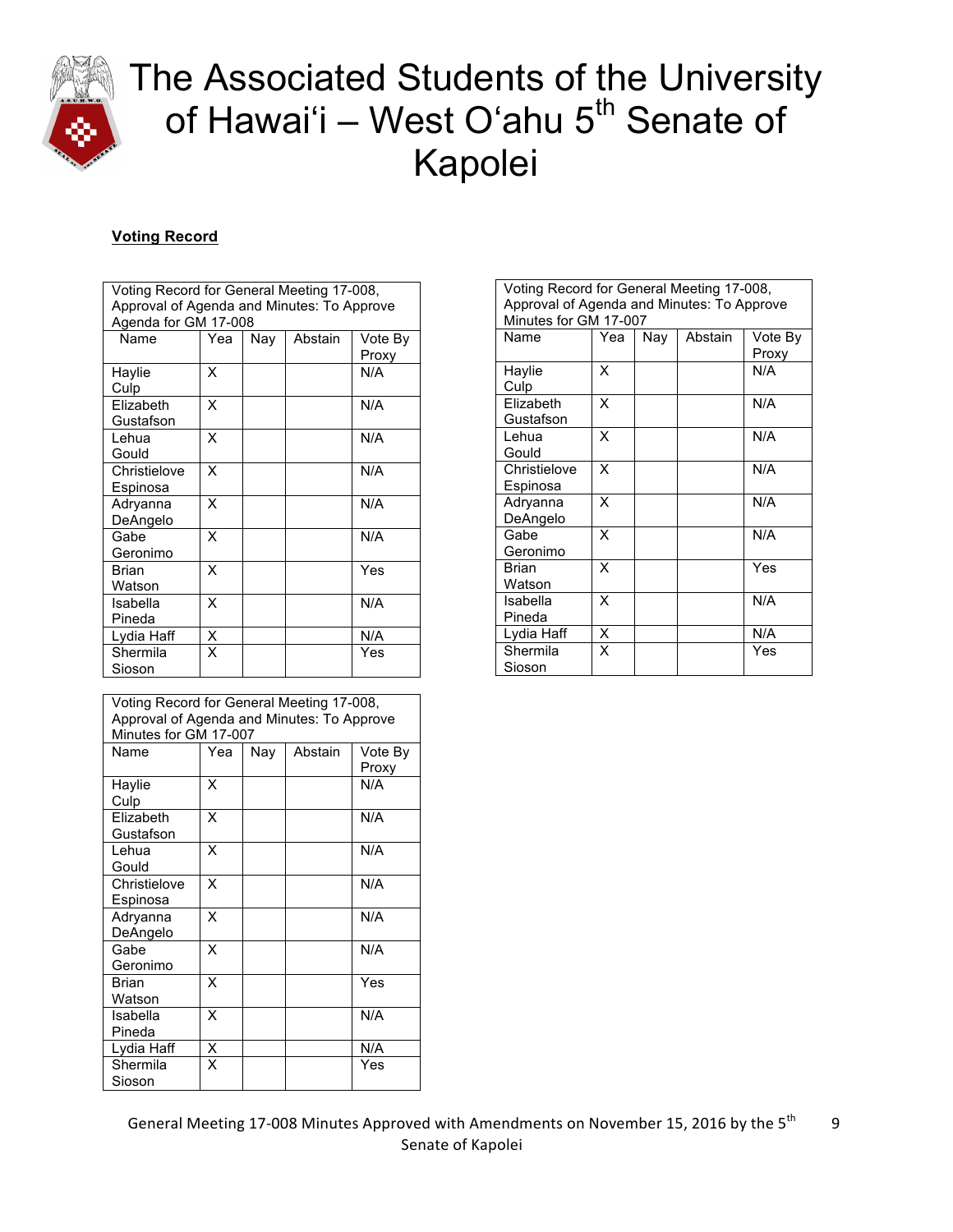# The Associated Students of the University of Hawaiʻi – West Oʻahu 5th Senate of Kapolei

**Voting Record**

| Voting Record for General Meeting 17-008, Approval of Agenda and Minutes: To Approve Agenda for GM 17-008 | | | | |
|---|---|---|---|---|
| Name | Yea | Nay | Abstain | Vote By Proxy |
| Haylie Culp | X | | | N/A |
| Elizabeth Gustafson | X | | | N/A |
| Lehua Gould | X | | | N/A |
| Christielove Espinosa | X | | | N/A |
| Adryanna DeAngelo | X | | | N/A |
| Gabe Geronimo | X | | | N/A |
| Brian Watson | X | | | Yes |
| Isabella Pineda | X | | | N/A |
| Lydia Haff | X | | | N/A |
| Shermila Sioson | X | | | Yes |

| Voting Record for General Meeting 17-008, Approval of Agenda and Minutes: To Approve Minutes for GM 17-007 | | | | |
|---|---|---|---|---|
| Name | Yea | Nay | Abstain | Vote By Proxy |
| Haylie Culp | X | | | N/A |
| Elizabeth Gustafson | X | | | N/A |
| Lehua Gould | X | | | N/A |
| Christielove Espinosa | X | | | N/A |
| Adryanna DeAngelo | X | | | N/A |
| Gabe Geronimo | X | | | N/A |
| Brian Watson | X | | | Yes |
| Isabella Pineda | X | | | N/A |
| Lydia Haff | X | | | N/A |
| Shermila Sioson | X | | | Yes |

| Voting Record for General Meeting 17-008, Approval of Agenda and Minutes: To Approve Minutes for GM 17-007 | | | | |
|---|---|---|---|---|
| Name | Yea | Nay | Abstain | Vote By Proxy |
| Haylie Culp | X | | | N/A |
| Elizabeth Gustafson | X | | | N/A |
| Lehua Gould | X | | | N/A |
| Christielove Espinosa | X | | | N/A |
| Adryanna DeAngelo | X | | | N/A |
| Gabe Geronimo | X | | | N/A |
| Brian Watson | X | | | Yes |
| Isabella Pineda | X | | | N/A |
| Lydia Haff | X | | | N/A |
| Shermila Sioson | X | | | Yes |

General Meeting 17-008 Minutes Approved with Amendments on November 15, 2016 by the 5th Senate of Kapolei